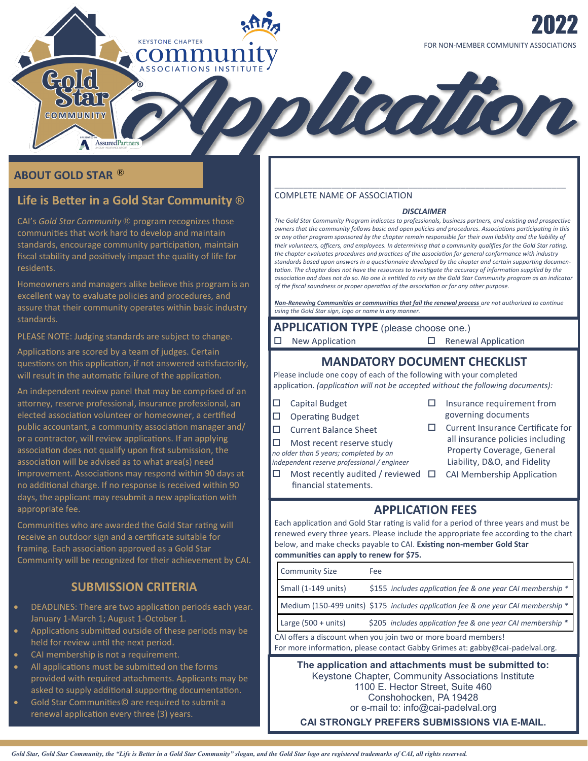# 2022 Application

FOR NON-MEMBER COMMUNITY ASSOCIATIONS

Keystone Chapter Community Associations Institute

Gold Star Community®

Presented by AssuredPartners

## ABOUT GOLD STAR ®

### Life is Better in a Gold Star Community ®

CAI's *Gold Star Community* ® program recognizes those communities that work hard to develop and maintain standards, encourage community participation, maintain fiscal stability and positively impact the quality of life for residents.

Homeowners and managers alike believe this program is an excellent way to evaluate policies and procedures, and assure that their community operates within basic industry standards.

PLEASE NOTE: Judging standards are subject to change.

Applications are scored by a team of judges. Certain questions on this application, if not answered satisfactorily, will result in the automatic failure of the application.

An independent review panel that may be comprised of an attorney, reserve professional, insurance professional, an elected association volunteer or homeowner, a certified public accountant, a community association manager and/or a contractor, will review applications. If an applying association does not qualify upon first submission, the association will be advised as to what area(s) need improvement. Associations may respond within 90 days at no additional charge. If no response is received within 90 days, the applicant may resubmit a new application with appropriate fee.

Communities who are awarded the Gold Star rating will receive an outdoor sign and a certificate suitable for framing. Each association approved as a Gold Star Community will be recognized for their achievement by CAI.

### SUBMISSION CRITERIA

- DEADLINES: There are two application periods each year. January 1-March 1; August 1-October 1.
- Applications submitted outside of these periods may be held for review until the next period.
- CAI membership is not a requirement.
- All applications must be submitted on the forms provided with required attachments. Applicants may be asked to supply additional supporting documentation.
- Gold Star Communities© are required to submit a renewal application every three (3) years.

___________________________________________________________

COMPLETE NAME OF ASSOCIATION

***DISCLAIMER***

*The Gold Star Community Program indicates to professionals, business partners, and existing and prospective owners that the community follows basic and open policies and procedures. Associations participating in this or any other program sponsored by the chapter remain responsible for their own liability and the liability of their volunteers, officers, and employees. In determining that a community qualifies for the Gold Star rating, the chapter evaluates procedures and practices of the association for general conformance with industry standards based upon answers in a questionnaire developed by the chapter and certain supporting documentation. The chapter does not have the resources to investigate the accuracy of information supplied by the association and does not do so. No one is entitled to rely on the Gold Star Community program as an indicator of the fiscal soundness or proper operation of the association or for any other purpose.*

*__Non-Renewing Communities or communities that fail the renewal process__ are not authorized to continue using the Gold Star sign, logo or name in any manner.*

## APPLICATION TYPE (please choose one.)

☐ New Application ☐ Renewal Application

## MANDATORY DOCUMENT CHECKLIST

Please include one copy of each of the following with your completed application. *(application will not be accepted without the following documents):*

- ☐ Capital Budget
- ☐ Operating Budget
- ☐ Current Balance Sheet
- ☐ Most recent reserve study *no older than 5 years; completed by an independent reserve professional / engineer*
- ☐ Most recently audited / reviewed financial statements.
- ☐ Insurance requirement from governing documents
- ☐ Current Insurance Certificate for all insurance policies including Property Coverage, General Liability, D&O, and Fidelity
- ☐ CAI Membership Application

## APPLICATION FEES

Each application and Gold Star rating is valid for a period of three years and must be renewed every three years. Please include the appropriate fee according to the chart below, and make checks payable to CAI. **Existing non-member Gold Star communities can apply to renew for $75.**

| Community Size | Fee |
|---|---|
| Small (1-149 units) | $155 *includes application fee & one year CAI membership \** |
| Medium (150-499 units) | $175 *includes application fee & one year CAI membership \** |
| Large (500 + units) | $205 *includes application fee & one year CAI membership \** |

CAI offers a discount when you join two or more board members!
For more information, please contact Gabby Grimes at: gabby@cai-padelval.org.

**The application and attachments must be submitted to:**
Keystone Chapter, Community Associations Institute
1100 E. Hector Street, Suite 460
Conshohocken, PA 19428
or e-mail to: info@cai-padelval.org

**CAI STRONGLY PREFERS SUBMISSIONS VIA E-MAIL.**

*Gold Star, Gold Star Community, the "Life is Better in a Gold Star Community" slogan, and the Gold Star logo are registered trademarks of CAI, all rights reserved.*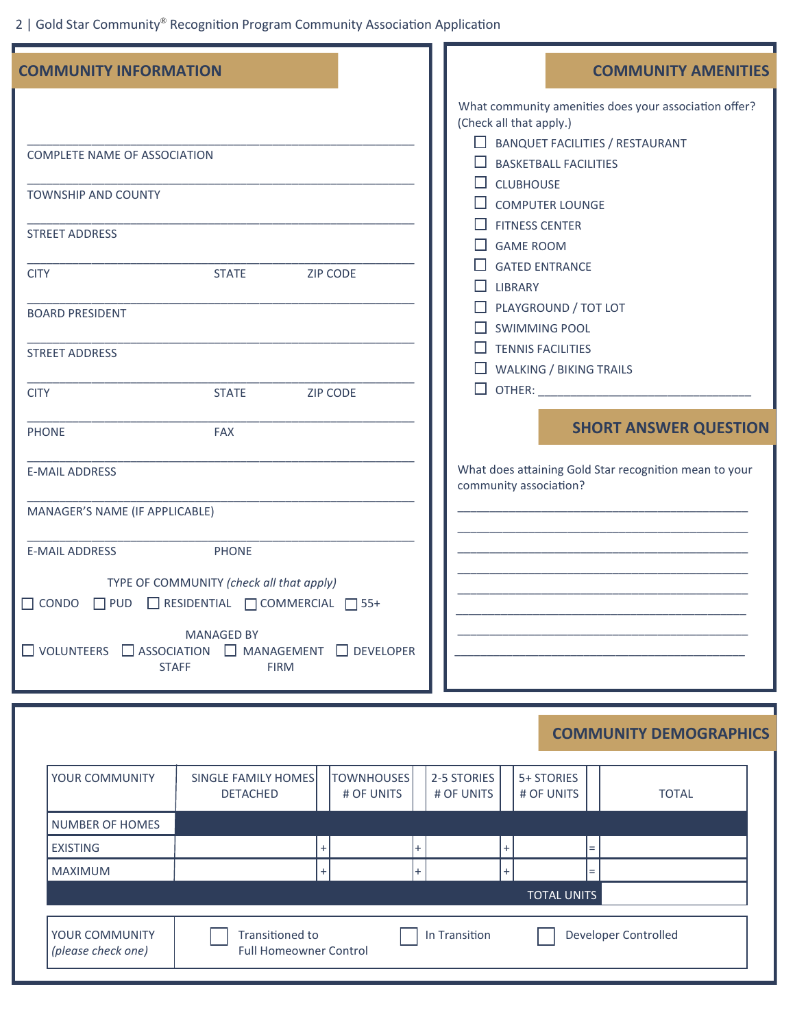## COMMUNITY INFORMATION

\_\_\_\_\_\_\_\_\_\_\_\_\_\_\_\_\_\_\_\_\_\_\_\_\_\_\_\_\_\_\_\_\_\_\_\_\_\_\_\_
COMPLETE NAME OF ASSOCIATION

\_\_\_\_\_\_\_\_\_\_\_\_\_\_\_\_\_\_\_\_\_\_\_\_\_\_\_\_\_\_\_\_\_\_\_\_\_\_\_\_
TOWNSHIP AND COUNTY

\_\_\_\_\_\_\_\_\_\_\_\_\_\_\_\_\_\_\_\_\_\_\_\_\_\_\_\_\_\_\_\_\_\_\_\_\_\_\_\_
STREET ADDRESS

\_\_\_\_\_\_\_\_\_\_\_\_\_\_\_\_\_\_\_\_\_\_\_\_\_\_\_\_\_\_\_\_\_\_\_\_\_\_\_\_
CITY STATE ZIP CODE

\_\_\_\_\_\_\_\_\_\_\_\_\_\_\_\_\_\_\_\_\_\_\_\_\_\_\_\_\_\_\_\_\_\_\_\_\_\_\_\_
BOARD PRESIDENT

\_\_\_\_\_\_\_\_\_\_\_\_\_\_\_\_\_\_\_\_\_\_\_\_\_\_\_\_\_\_\_\_\_\_\_\_\_\_\_\_
STREET ADDRESS

\_\_\_\_\_\_\_\_\_\_\_\_\_\_\_\_\_\_\_\_\_\_\_\_\_\_\_\_\_\_\_\_\_\_\_\_\_\_\_\_
CITY STATE ZIP CODE

\_\_\_\_\_\_\_\_\_\_\_\_\_\_\_\_\_\_\_\_\_\_\_\_\_\_\_\_\_\_\_\_\_\_\_\_\_\_\_\_
PHONE FAX

\_\_\_\_\_\_\_\_\_\_\_\_\_\_\_\_\_\_\_\_\_\_\_\_\_\_\_\_\_\_\_\_\_\_\_\_\_\_\_\_
E-MAIL ADDRESS

\_\_\_\_\_\_\_\_\_\_\_\_\_\_\_\_\_\_\_\_\_\_\_\_\_\_\_\_\_\_\_\_\_\_\_\_\_\_\_\_
MANAGER'S NAME (IF APPLICABLE)

\_\_\_\_\_\_\_\_\_\_\_\_\_\_\_\_\_\_\_\_\_\_\_\_\_\_\_\_\_\_\_\_\_\_\_\_\_\_\_\_
E-MAIL ADDRESS PHONE

TYPE OF COMMUNITY *(check all that apply)*

☐ CONDO ☐ PUD ☐ RESIDENTIAL ☐ COMMERCIAL ☐ 55+

MANAGED BY

☐ VOLUNTEERS ☐ ASSOCIATION STAFF ☐ MANAGEMENT FIRM ☐ DEVELOPER

## COMMUNITY AMENITIES

What community amenities does your association offer? (Check all that apply.)

- ☐ BANQUET FACILITIES / RESTAURANT
- ☐ BASKETBALL FACILITIES
- ☐ CLUBHOUSE
- ☐ COMPUTER LOUNGE
- ☐ FITNESS CENTER
- ☐ GAME ROOM
- ☐ GATED ENTRANCE
- ☐ LIBRARY
- ☐ PLAYGROUND / TOT LOT
- ☐ SWIMMING POOL
- ☐ TENNIS FACILITIES
- ☐ WALKING / BIKING TRAILS
- ☐ OTHER: \_\_\_\_\_\_\_\_\_\_\_\_\_\_\_\_\_\_\_\_\_\_\_\_\_\_

## SHORT ANSWER QUESTION

What does attaining Gold Star recognition mean to your community association?

\_\_\_\_\_\_\_\_\_\_\_\_\_\_\_\_\_\_\_\_\_\_\_\_\_\_\_\_\_\_\_\_\_\_\_\_\_\_\_\_
\_\_\_\_\_\_\_\_\_\_\_\_\_\_\_\_\_\_\_\_\_\_\_\_\_\_\_\_\_\_\_\_\_\_\_\_\_\_\_\_
\_\_\_\_\_\_\_\_\_\_\_\_\_\_\_\_\_\_\_\_\_\_\_\_\_\_\_\_\_\_\_\_\_\_\_\_\_\_\_\_
\_\_\_\_\_\_\_\_\_\_\_\_\_\_\_\_\_\_\_\_\_\_\_\_\_\_\_\_\_\_\_\_\_\_\_\_\_\_\_\_
\_\_\_\_\_\_\_\_\_\_\_\_\_\_\_\_\_\_\_\_\_\_\_\_\_\_\_\_\_\_\_\_\_\_\_\_\_\_\_\_
\_\_\_\_\_\_\_\_\_\_\_\_\_\_\_\_\_\_\_\_\_\_\_\_\_\_\_\_\_\_\_\_\_\_\_\_\_\_\_\_
\_\_\_\_\_\_\_\_\_\_\_\_\_\_\_\_\_\_\_\_\_\_\_\_\_\_\_\_\_\_\_\_\_\_\_\_\_\_\_\_
\_\_\_\_\_\_\_\_\_\_\_\_\_\_\_\_\_\_\_\_\_\_\_\_\_\_\_\_\_\_\_\_\_\_\_\_\_\_\_\_

## COMMUNITY DEMOGRAPHICS

| YOUR COMMUNITY | SINGLE FAMILY HOMES DETACHED | | TOWNHOUSES # OF UNITS | | 2-5 STORIES # OF UNITS | | 5+ STORIES # OF UNITS | | TOTAL |
|---|---|---|---|---|---|---|---|---|---|
| NUMBER OF HOMES | | | | | | | | | |
| EXISTING | | + | | + | | + | | = | |
| MAXIMUM | | + | | + | | + | | = | |
| | | | | | | | | TOTAL UNITS | |

| YOUR COMMUNITY *(please check one)* | ☐ Transitioned to Full Homeowner Control | ☐ In Transition | ☐ Developer Controlled |
|---|---|---|---|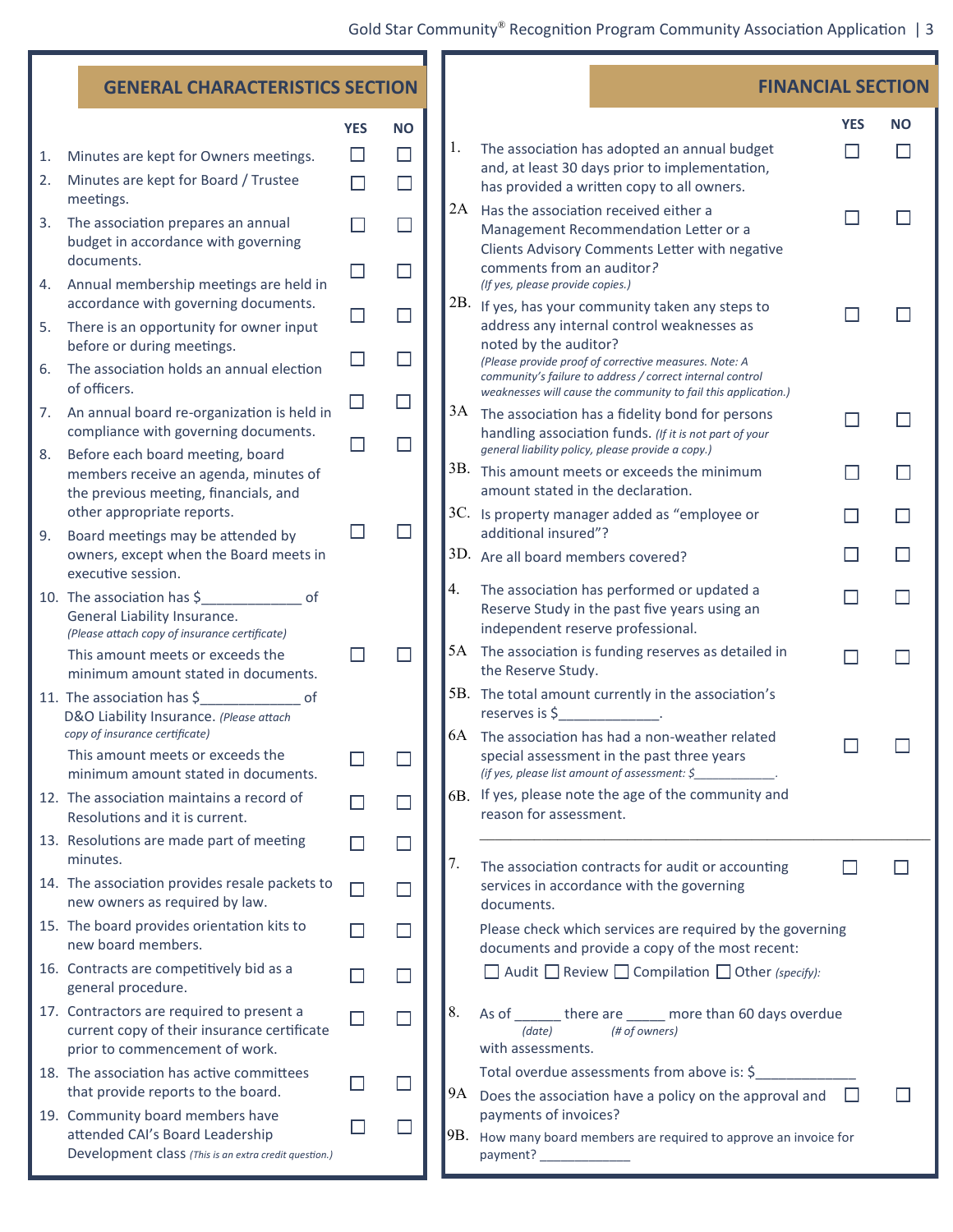## GENERAL CHARACTERISTICS SECTION

| # | Item | YES | NO |
|---|---|---|---|
| 1. | Minutes are kept for Owners meetings. | ☐ | ☐ |
| 2. | Minutes are kept for Board / Trustee meetings. | ☐ | ☐ |
| 3. | The association prepares an annual budget in accordance with governing documents. | ☐ | ☐ |
| 4. | Annual membership meetings are held in accordance with governing documents. | ☐ | ☐ |
| 5. | There is an opportunity for owner input before or during meetings. | ☐ | ☐ |
| 6. | The association holds an annual election of officers. | ☐ | ☐ |
| 7. | An annual board re-organization is held in compliance with governing documents. | ☐ | ☐ |
| 8. | Before each board meeting, board members receive an agenda, minutes of the previous meeting, financials, and other appropriate reports. | ☐ | ☐ |
| 9. | Board meetings may be attended by owners, except when the Board meets in executive session. | ☐ | ☐ |
| 10. | The association has $_____________ of General Liability Insurance. *(Please attach copy of insurance certificate)* | | |
| | This amount meets or exceeds the minimum amount stated in documents. | ☐ | ☐ |
| 11. | The association has $_____________ of D&O Liability Insurance. *(Please attach copy of insurance certificate)* | | |
| | This amount meets or exceeds the minimum amount stated in documents. | ☐ | ☐ |
| 12. | The association maintains a record of Resolutions and it is current. | ☐ | ☐ |
| 13. | Resolutions are made part of meeting minutes. | ☐ | ☐ |
| 14. | The association provides resale packets to new owners as required by law. | ☐ | ☐ |
| 15. | The board provides orientation kits to new board members. | ☐ | ☐ |
| 16. | Contracts are competitively bid as a general procedure. | ☐ | ☐ |
| 17. | Contractors are required to present a current copy of their insurance certificate prior to commencement of work. | ☐ | ☐ |
| 18. | The association has active committees that provide reports to the board. | ☐ | ☐ |
| 19. | Community board members have attended CAI's Board Leadership Development class *(This is an extra credit question.)* | ☐ | ☐ |

## FINANCIAL SECTION

| # | Item | YES | NO |
|---|---|---|---|
| 1. | The association has adopted an annual budget and, at least 30 days prior to implementation, has provided a written copy to all owners. | ☐ | ☐ |
| 2A | Has the association received either a Management Recommendation Letter or a Clients Advisory Comments Letter with negative comments from an auditor? *(If yes, please provide copies.)* | ☐ | ☐ |
| 2B. | If yes, has your community taken any steps to address any internal control weaknesses as noted by the auditor? *(Please provide proof of corrective measures. Note: A community's failure to address / correct internal control weaknesses will cause the community to fail this application.)* | ☐ | ☐ |
| 3A | The association has a fidelity bond for persons handling association funds. *(If it is not part of your general liability policy, please provide a copy.)* | ☐ | ☐ |
| 3B. | This amount meets or exceeds the minimum amount stated in the declaration. | ☐ | ☐ |
| 3C. | Is property manager added as "employee or additional insured"? | ☐ | ☐ |
| 3D. | Are all board members covered? | ☐ | ☐ |
| 4. | The association has performed or updated a Reserve Study in the past five years using an independent reserve professional. | ☐ | ☐ |
| 5A | The association is funding reserves as detailed in the Reserve Study. | ☐ | ☐ |
| 5B. | The total amount currently in the association's reserves is $_____________. | | |
| 6A | The association has had a non-weather related special assessment in the past three years *(if yes, please list amount of assessment: $___________.* | ☐ | ☐ |
| 6B. | If yes, please note the age of the community and reason for assessment. ________________________________________ | | |
| 7. | The association contracts for audit or accounting services in accordance with the governing documents. | ☐ | ☐ |

Please check which services are required by the governing documents and provide a copy of the most recent:

☐ Audit ☐ Review ☐ Compilation ☐ Other *(specify):*

8. As of ______ *(date)* there are _____ *(# of owners)* more than 60 days overdue with assessments.

Total overdue assessments from above is: $_____________

| # | Item | YES | NO |
|---|---|---|---|
| 9A | Does the association have a policy on the approval and payments of invoices? | ☐ | ☐ |

9B. How many board members are required to approve an invoice for payment? ____________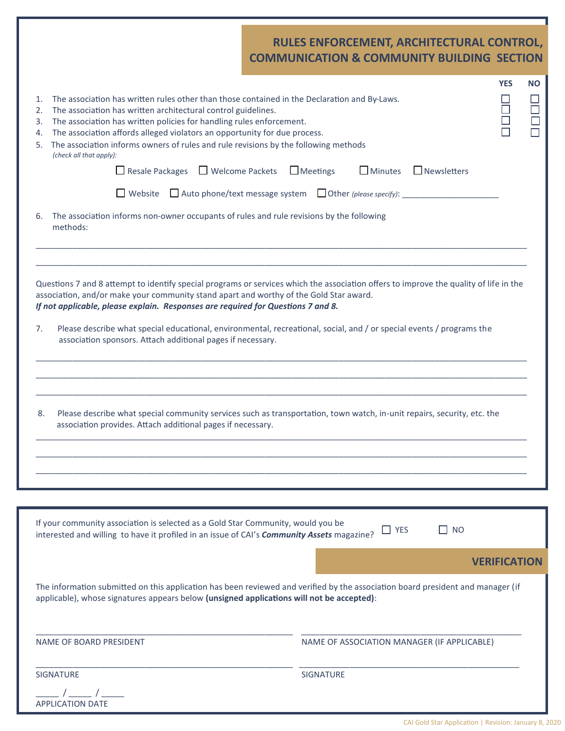## RULES ENFORCEMENT, ARCHITECTURAL CONTROL, COMMUNICATION & COMMUNITY BUILDING SECTION

| | YES | NO |
|---|---|---|
| 1. The association has written rules other than those contained in the Declaration and By-Laws. | ☐ | ☐ |
| 2. The association has written architectural control guidelines. | ☐ | ☐ |
| 3. The association has written policies for handling rules enforcement. | ☐ | ☐ |
| 4. The association affords alleged violators an opportunity for due process. | ☐ | ☐ |

5. The association informs owners of rules and rule revisions by the following methods *(check all that apply)*:

☐ Resale Packages ☐ Welcome Packets ☐ Meetings ☐ Minutes ☐ Newsletters

☐ Website ☐ Auto phone/text message system ☐ Other *(please specify)*: ______________________

6. The association informs non-owner occupants of rules and rule revisions by the following methods:

________________________________________________________________________________________________

________________________________________________________________________________________________

Questions 7 and 8 attempt to identify special programs or services which the association offers to improve the quality of life in the association, and/or make your community stand apart and worthy of the Gold Star award.
***If not applicable, please explain. Responses are required for Questions 7 and 8.***

7. Please describe what special educational, environmental, recreational, social, and / or special events / programs the association sponsors. Attach additional pages if necessary.

________________________________________________________________________________________________

________________________________________________________________________________________________

________________________________________________________________________________________________

8. Please describe what special community services such as transportation, town watch, in-unit repairs, security, etc. the association provides. Attach additional pages if necessary.

________________________________________________________________________________________________

________________________________________________________________________________________________

________________________________________________________________________________________________

If your community association is selected as a Gold Star Community, would you be interested and willing to have it profiled in an issue of CAI's ***Community Assets*** magazine? ☐ YES ☐ NO

## VERIFICATION

The information submitted on this application has been reviewed and verified by the association board president and manager (if applicable), whose signatures appears below **(unsigned applications will not be accepted)**:

_______________________________________________ _______________________________________________

NAME OF BOARD PRESIDENT NAME OF ASSOCIATION MANAGER (IF APPLICABLE)

_______________________________________________ _______________________________________________

SIGNATURE SIGNATURE

_____ / _____ / _____

APPLICATION DATE